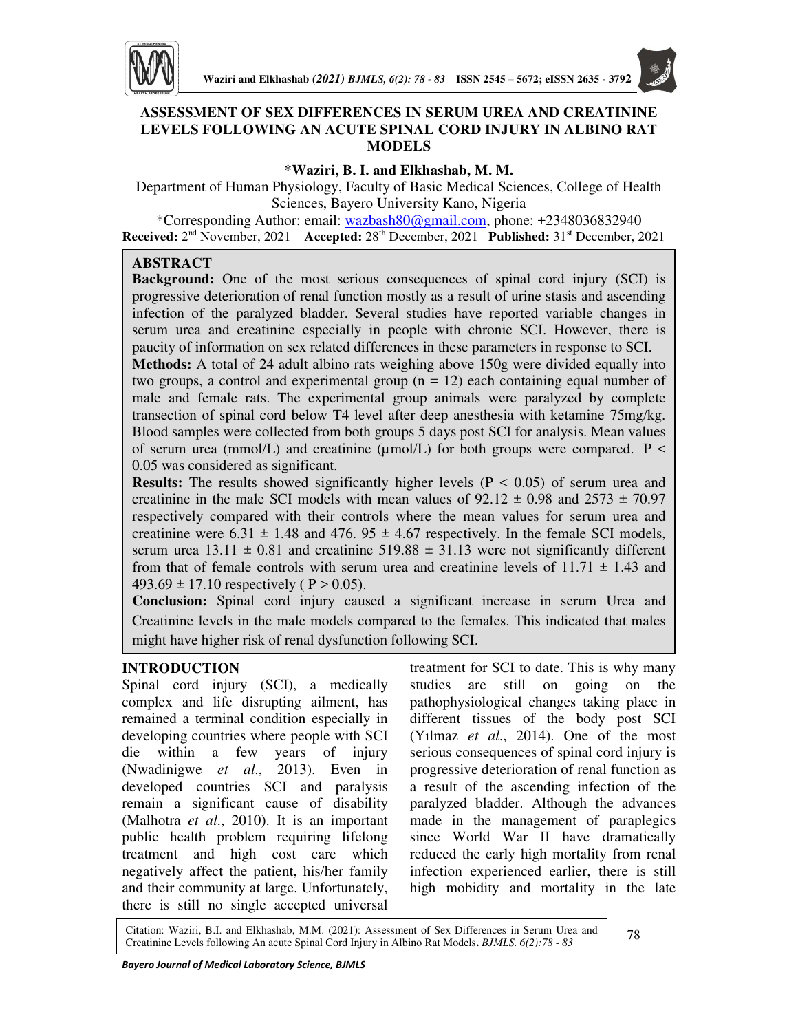# ASSESSMENT OF SEX DIFFERENCES IN SERUM UREA AND CREATININE LEVELS FOLLOWING AN ACUTE SPINAL CORD INJURY IN ALBINO RAT MODELS

**\*Waziri, B. I. and Elkhashab, M. M.**

Department of Human Physiology, Faculty of Basic Medical Sciences, College of Health Sciences, Bayero University Kano, Nigeria

\*Corresponding Author: email: wazbash80@gmail.com, phone: +2348036832940

**Received:** 2nd November, 2021 **Accepted:** 28th December, 2021 **Published:** 31st December, 2021

## ABSTRACT

**Background:** One of the most serious consequences of spinal cord injury (SCI) is progressive deterioration of renal function mostly as a result of urine stasis and ascending infection of the paralyzed bladder. Several studies have reported variable changes in serum urea and creatinine especially in people with chronic SCI. However, there is paucity of information on sex related differences in these parameters in response to SCI.

**Methods:** A total of 24 adult albino rats weighing above 150g were divided equally into two groups, a control and experimental group ($n = 12$) each containing equal number of male and female rats. The experimental group animals were paralyzed by complete transection of spinal cord below T4 level after deep anesthesia with ketamine 75mg/kg. Blood samples were collected from both groups 5 days post SCI for analysis. Mean values of serum urea (mmol/L) and creatinine (µmol/L) for both groups were compared. $P < 0.05$ was considered as significant.

**Results:** The results showed significantly higher levels ($P < 0.05$) of serum urea and creatinine in the male SCI models with mean values of $92.12 \pm 0.98$ and $2573 \pm 70.97$ respectively compared with their controls where the mean values for serum urea and creatinine were $6.31 \pm 1.48$ and $476.95 \pm 4.67$ respectively. In the female SCI models, serum urea $13.11 \pm 0.81$ and creatinine $519.88 \pm 31.13$ were not significantly different from that of female controls with serum urea and creatinine levels of $11.71 \pm 1.43$ and $493.69 \pm 17.10$ respectively ($P > 0.05$).

**Conclusion:** Spinal cord injury caused a significant increase in serum Urea and Creatinine levels in the male models compared to the females. This indicated that males might have higher risk of renal dysfunction following SCI.

## INTRODUCTION

Spinal cord injury (SCI), a medically complex and life disrupting ailment, has remained a terminal condition especially in developing countries where people with SCI die within a few years of injury (Nwadinigwe *et al*., 2013). Even in developed countries SCI and paralysis remain a significant cause of disability (Malhotra *et al*., 2010). It is an important public health problem requiring lifelong treatment and high cost care which negatively affect the patient, his/her family and their community at large. Unfortunately, there is still no single accepted universal treatment for SCI to date. This is why many studies are still on going on the pathophysiological changes taking place in different tissues of the body post SCI (Yılmaz *et al*., 2014). One of the most serious consequences of spinal cord injury is progressive deterioration of renal function as a result of the ascending infection of the paralyzed bladder. Although the advances made in the management of paraplegics since World War II have dramatically reduced the early high mortality from renal infection experienced earlier, there is still high mobidity and mortality in the late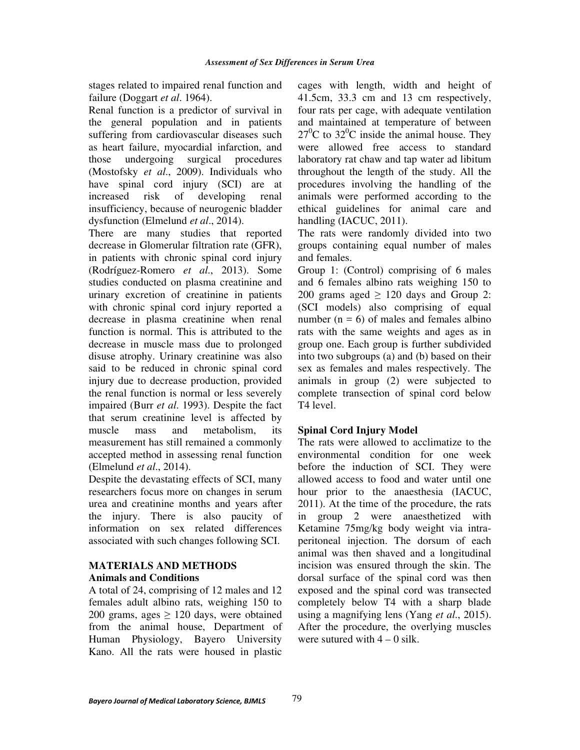stages related to impaired renal function and failure (Doggart *et al*. 1964).

Renal function is a predictor of survival in the general population and in patients suffering from cardiovascular diseases such as heart failure, myocardial infarction, and those undergoing surgical procedures (Mostofsky *et al*., 2009). Individuals who have spinal cord injury (SCI) are at increased risk of developing renal insufficiency, because of neurogenic bladder dysfunction (Elmelund *et al*., 2014).

There are many studies that reported decrease in Glomerular filtration rate (GFR), in patients with chronic spinal cord injury (Rodríguez-Romero *et al*., 2013). Some studies conducted on plasma creatinine and urinary excretion of creatinine in patients with chronic spinal cord injury reported a decrease in plasma creatinine when renal function is normal. This is attributed to the decrease in muscle mass due to prolonged disuse atrophy. Urinary creatinine was also said to be reduced in chronic spinal cord injury due to decrease production, provided the renal function is normal or less severely impaired (Burr *et al*. 1993). Despite the fact that serum creatinine level is affected by muscle mass and metabolism, its measurement has still remained a commonly accepted method in assessing renal function (Elmelund *et al*., 2014).

Despite the devastating effects of SCI, many researchers focus more on changes in serum urea and creatinine months and years after the injury. There is also paucity of information on sex related differences associated with such changes following SCI.

## MATERIALS AND METHODS

### Animals and Conditions

A total of 24, comprising of 12 males and 12 females adult albino rats, weighing 150 to 200 grams, ages ≥ 120 days, were obtained from the animal house, Department of Human Physiology, Bayero University Kano. All the rats were housed in plastic cages with length, width and height of 41.5cm, 33.3 cm and 13 cm respectively, four rats per cage, with adequate ventilation and maintained at temperature of between $27^0$C to $32^0$C inside the animal house. They were allowed free access to standard laboratory rat chaw and tap water ad libitum throughout the length of the study. All the procedures involving the handling of the animals were performed according to the ethical guidelines for animal care and handling (IACUC, 2011).

The rats were randomly divided into two groups containing equal number of males and females.

Group 1: (Control) comprising of 6 males and 6 females albino rats weighing 150 to 200 grams aged ≥ 120 days and Group 2: (SCI models) also comprising of equal number (n = 6) of males and females albino rats with the same weights and ages as in group one. Each group is further subdivided into two subgroups (a) and (b) based on their sex as females and males respectively. The animals in group (2) were subjected to complete transection of spinal cord below T4 level.

### Spinal Cord Injury Model

The rats were allowed to acclimatize to the environmental condition for one week before the induction of SCI. They were allowed access to food and water until one hour prior to the anaesthesia (IACUC, 2011). At the time of the procedure, the rats in group 2 were anaesthetized with Ketamine 75mg/kg body weight via intra-peritoneal injection. The dorsum of each animal was then shaved and a longitudinal incision was ensured through the skin. The dorsal surface of the spinal cord was then exposed and the spinal cord was transected completely below T4 with a sharp blade using a magnifying lens (Yang *et al*., 2015). After the procedure, the overlying muscles were sutured with 4 – 0 silk.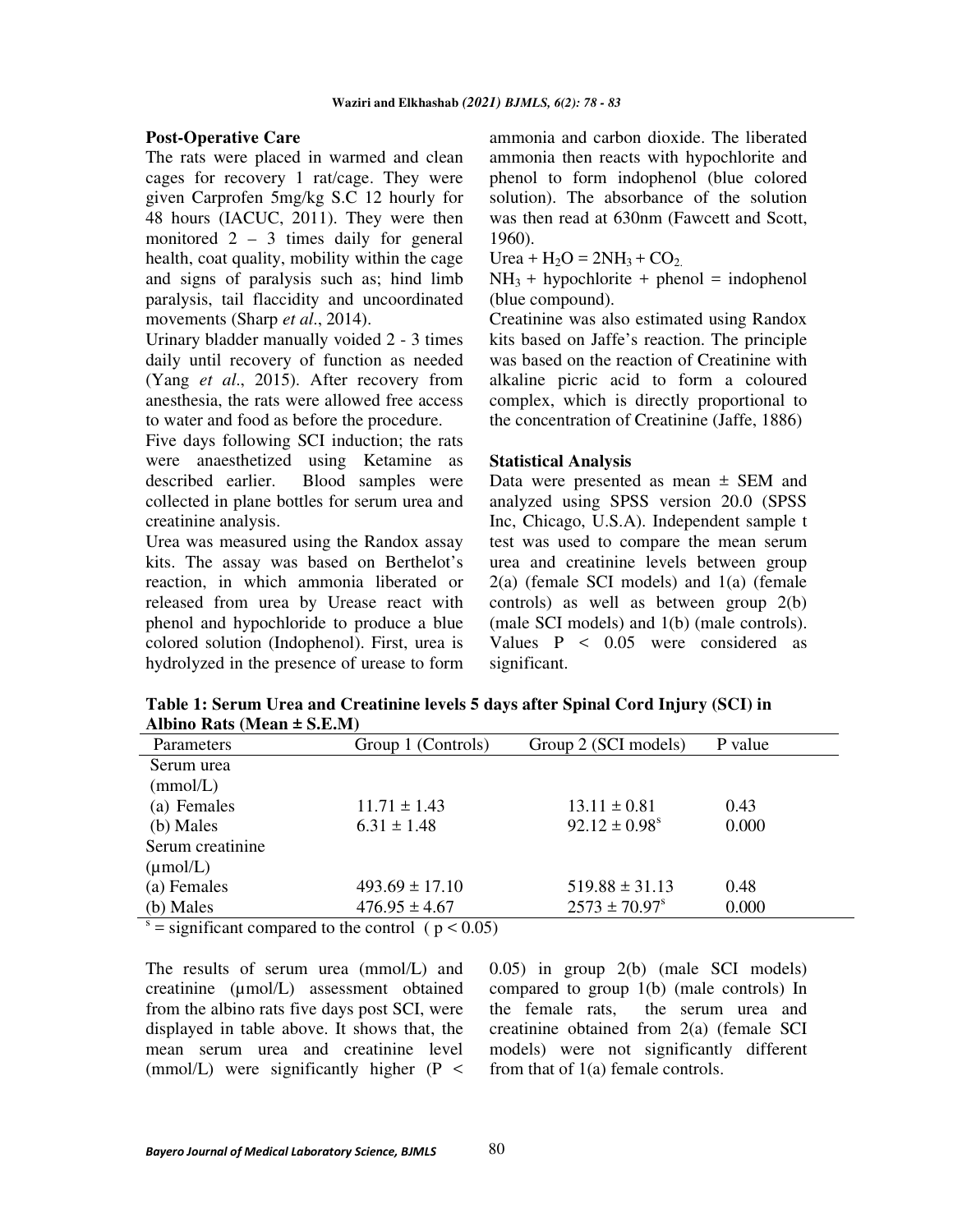### Post-Operative Care

The rats were placed in warmed and clean cages for recovery 1 rat/cage. They were given Carprofen 5mg/kg S.C 12 hourly for 48 hours (IACUC, 2011). They were then monitored 2 – 3 times daily for general health, coat quality, mobility within the cage and signs of paralysis such as; hind limb paralysis, tail flaccidity and uncoordinated movements (Sharp *et al*., 2014).

Urinary bladder manually voided 2 - 3 times daily until recovery of function as needed (Yang *et al*., 2015). After recovery from anesthesia, the rats were allowed free access to water and food as before the procedure.

Five days following SCI induction; the rats were anaesthetized using Ketamine as described earlier. Blood samples were collected in plane bottles for serum urea and creatinine analysis.

Urea was measured using the Randox assay kits. The assay was based on Berthelot's reaction, in which ammonia liberated or released from urea by Urease react with phenol and hypochloride to produce a blue colored solution (Indophenol). First, urea is hydrolyzed in the presence of urease to form ammonia and carbon dioxide. The liberated ammonia then reacts with hypochlorite and phenol to form indophenol (blue colored solution). The absorbance of the solution was then read at 630nm (Fawcett and Scott, 1960).

Urea + $H_2O$ = $2NH_3$ + $CO_2$.

$NH_3$ + hypochlorite + phenol = indophenol (blue compound).

Creatinine was also estimated using Randox kits based on Jaffe's reaction. The principle was based on the reaction of Creatinine with alkaline picric acid to form a coloured complex, which is directly proportional to the concentration of Creatinine (Jaffe, 1886)

### Statistical Analysis

Data were presented as mean ± SEM and analyzed using SPSS version 20.0 (SPSS Inc, Chicago, U.S.A). Independent sample t test was used to compare the mean serum urea and creatinine levels between group 2(a) (female SCI models) and 1(a) (female controls) as well as between group 2(b) (male SCI models) and 1(b) (male controls). Values $P < 0.05$ were considered as significant.

**Table 1: Serum Urea and Creatinine levels 5 days after Spinal Cord Injury (SCI) in Albino Rats (Mean ± S.E.M)**

| Parameters | Group 1 (Controls) | Group 2 (SCI models) | P value |
|---|---|---|---|
| Serum urea (mmol/L) | | | |
| (a) Females | 11.71 ± 1.43 | 13.11 ± 0.81 | 0.43 |
| (b) Males | 6.31 ± 1.48 | 92.12 ± 0.98[s] | 0.000 |
| Serum creatinine (µmol/L) | | | |
| (a) Females | 493.69 ± 17.10 | 519.88 ± 31.13 | 0.48 |
| (b) Males | 476.95 ± 4.67 | 2573 ± 70.97[s] | 0.000 |

[s] = significant compared to the control ( $p < 0.05$)

The results of serum urea (mmol/L) and creatinine (µmol/L) assessment obtained from the albino rats five days post SCI, were displayed in table above. It shows that, the mean serum urea and creatinine level (mmol/L) were significantly higher ($P < 0.05$) in group 2(b) (male SCI models) compared to group 1(b) (male controls) In the female rats, the serum urea and creatinine obtained from 2(a) (female SCI models) were not significantly different from that of 1(a) female controls.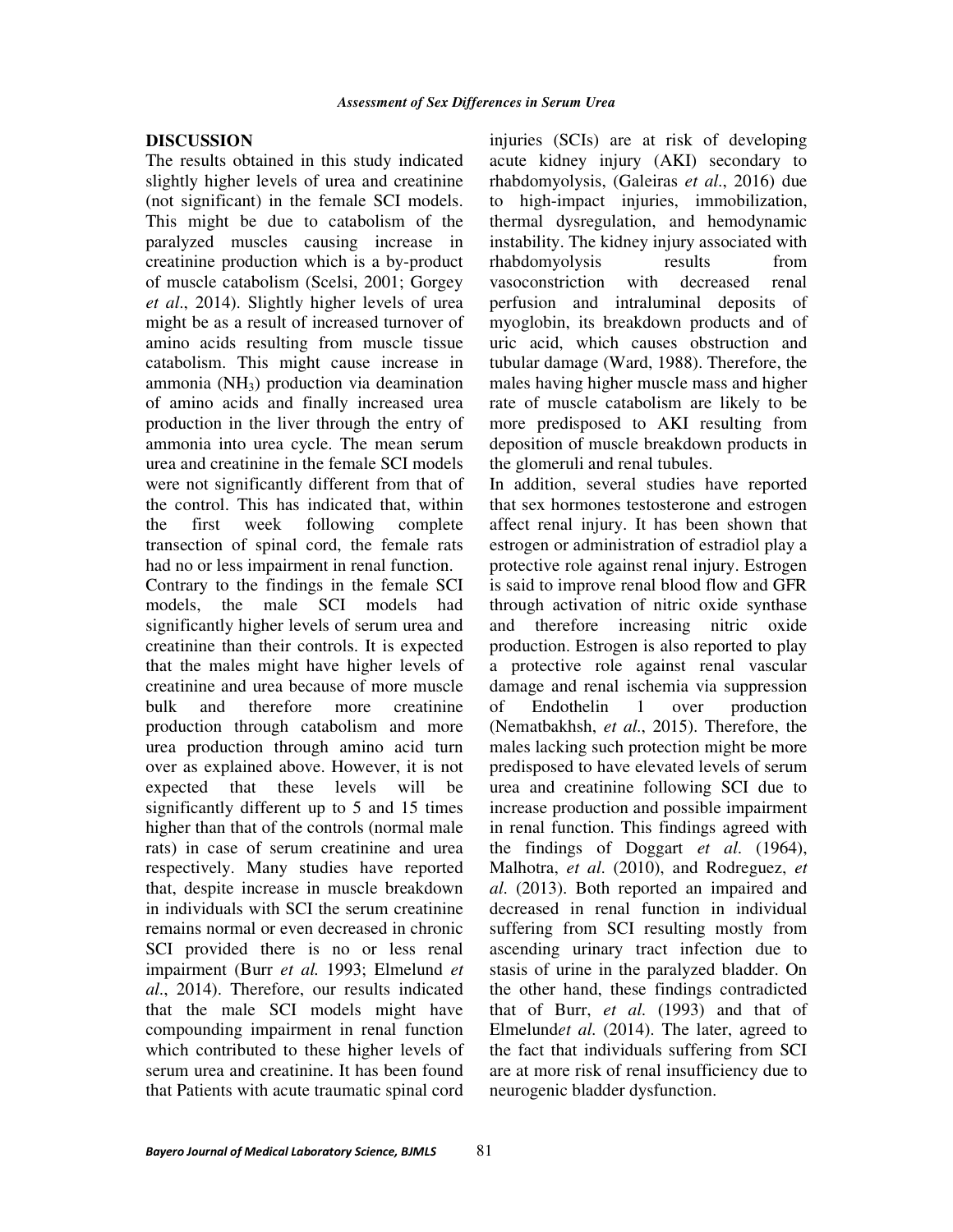## DISCUSSION

The results obtained in this study indicated slightly higher levels of urea and creatinine (not significant) in the female SCI models. This might be due to catabolism of the paralyzed muscles causing increase in creatinine production which is a by-product of muscle catabolism (Scelsi, 2001; Gorgey *et al*., 2014). Slightly higher levels of urea might be as a result of increased turnover of amino acids resulting from muscle tissue catabolism. This might cause increase in ammonia ($NH_3$) production via deamination of amino acids and finally increased urea production in the liver through the entry of ammonia into urea cycle. The mean serum urea and creatinine in the female SCI models were not significantly different from that of the control. This has indicated that, within the first week following complete transection of spinal cord, the female rats had no or less impairment in renal function.

Contrary to the findings in the female SCI models, the male SCI models had significantly higher levels of serum urea and creatinine than their controls. It is expected that the males might have higher levels of creatinine and urea because of more muscle bulk and therefore more creatinine production through catabolism and more urea production through amino acid turn over as explained above. However, it is not expected that these levels will be significantly different up to 5 and 15 times higher than that of the controls (normal male rats) in case of serum creatinine and urea respectively. Many studies have reported that, despite increase in muscle breakdown in individuals with SCI the serum creatinine remains normal or even decreased in chronic SCI provided there is no or less renal impairment (Burr *et al.* 1993; Elmelund *et al*., 2014). Therefore, our results indicated that the male SCI models might have compounding impairment in renal function which contributed to these higher levels of serum urea and creatinine. It has been found that Patients with acute traumatic spinal cord injuries (SCIs) are at risk of developing acute kidney injury (AKI) secondary to rhabdomyolysis, (Galeiras *et al*., 2016) due to high-impact injuries, immobilization, thermal dysregulation, and hemodynamic instability. The kidney injury associated with rhabdomyolysis results from vasoconstriction with decreased renal perfusion and intraluminal deposits of myoglobin, its breakdown products and of uric acid, which causes obstruction and tubular damage (Ward, 1988). Therefore, the males having higher muscle mass and higher rate of muscle catabolism are likely to be more predisposed to AKI resulting from deposition of muscle breakdown products in the glomeruli and renal tubules.

In addition, several studies have reported that sex hormones testosterone and estrogen affect renal injury. It has been shown that estrogen or administration of estradiol play a protective role against renal injury. Estrogen is said to improve renal blood flow and GFR through activation of nitric oxide synthase and therefore increasing nitric oxide production. Estrogen is also reported to play a protective role against renal vascular damage and renal ischemia via suppression of Endothelin 1 over production (Nematbakhsh, *et al*., 2015). Therefore, the males lacking such protection might be more predisposed to have elevated levels of serum urea and creatinine following SCI due to increase production and possible impairment in renal function. This findings agreed with the findings of Doggart *et al.* (1964), Malhotra, *et al.* (2010), and Rodreguez, *et al*. (2013). Both reported an impaired and decreased in renal function in individual suffering from SCI resulting mostly due to ascending urinary tract infection due to stasis of urine in the paralyzed bladder. On the other hand, these findings contradicted that of Burr, *et al.* (1993) and that of Elmelund*et al.* (2014). The later, agreed to the fact that individuals suffering from SCI are at more risk of renal insufficiency due to neurogenic bladder dysfunction.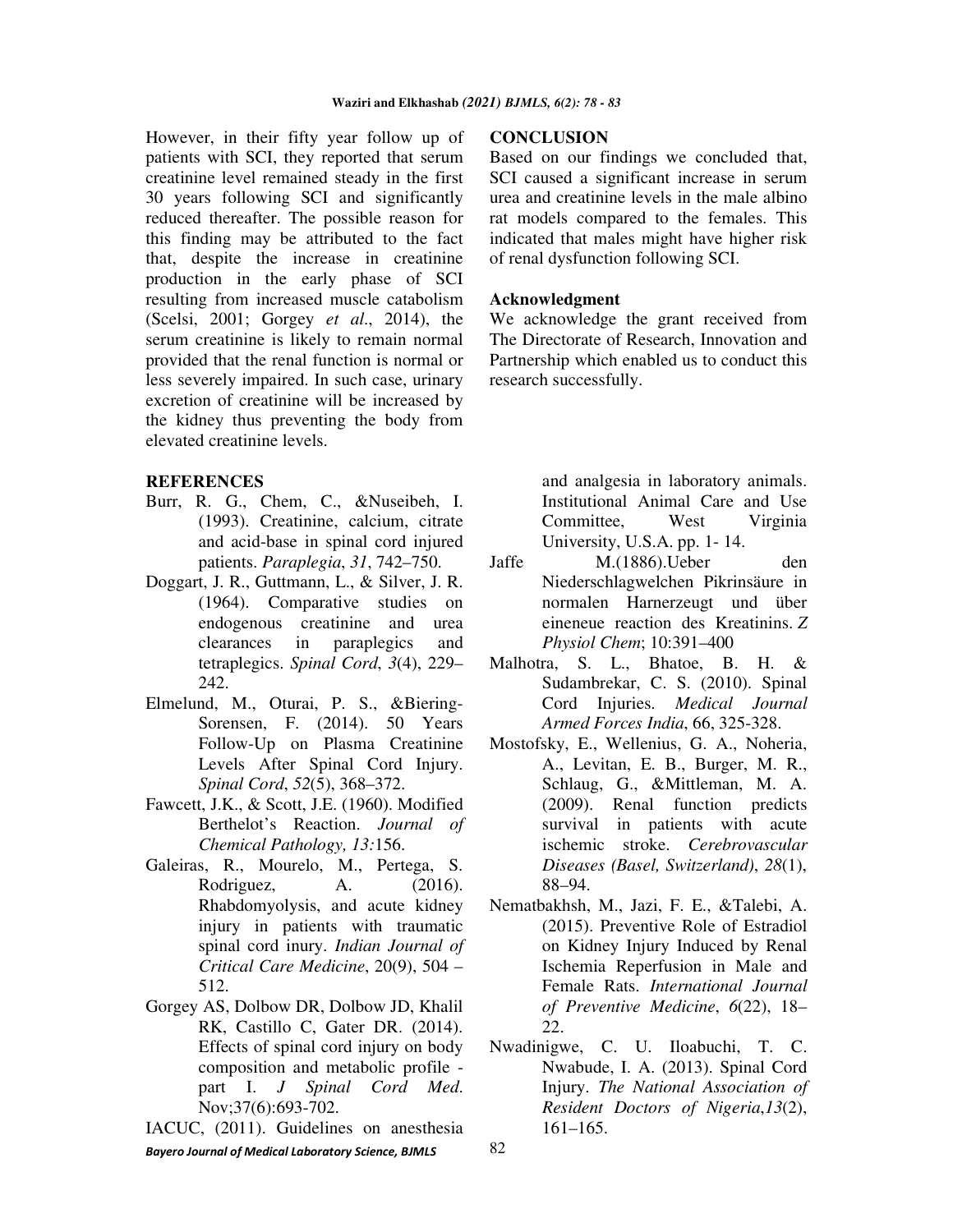However, in their fifty year follow up of patients with SCI, they reported that serum creatinine level remained steady in the first 30 years following SCI and significantly reduced thereafter. The possible reason for this finding may be attributed to the fact that, despite the increase in creatinine production in the early phase of SCI resulting from increased muscle catabolism (Scelsi, 2001; Gorgey *et al*., 2014), the serum creatinine is likely to remain normal provided that the renal function is normal or less severely impaired. In such case, urinary excretion of creatinine will be increased by the kidney thus preventing the body from elevated creatinine levels.

## CONCLUSION

Based on our findings we concluded that, SCI caused a significant increase in serum urea and creatinine levels in the male albino rat models compared to the females. This indicated that males might have higher risk of renal dysfunction following SCI.

### Acknowledgment

We acknowledge the grant received from The Directorate of Research, Innovation and Partnership which enabled us to conduct this research successfully.

## REFERENCES

Burr, R. G., Chem, C., &Nuseibeh, I. (1993). Creatinine, calcium, citrate and acid-base in spinal cord injured patients. *Paraplegia*, *31*, 742–750.

Doggart, J. R., Guttmann, L., & Silver, J. R. (1964). Comparative studies on endogenous creatinine and urea clearances in paraplegics and tetraplegics. *Spinal Cord*, *3*(4), 229–242.

Elmelund, M., Oturai, P. S., &Biering-Sorensen, F. (2014). 50 Years Follow-Up on Plasma Creatinine Levels After Spinal Cord Injury. *Spinal Cord*, *52*(5), 368–372.

Fawcett, J.K., & Scott, J.E. (1960). Modified Berthelot's Reaction. *Journal of Chemical Pathology, 13:*156.

Galeiras, R., Mourelo, M., Pertega, S. Rodriguez, A. (2016). Rhabdomyolysis, and acute kidney injury in patients with traumatic spinal cord inury. *Indian Journal of Critical Care Medicine*, 20(9), 504 – 512.

Gorgey AS, Dolbow DR, Dolbow JD, Khalil RK, Castillo C, Gater DR. (2014). Effects of spinal cord injury on body composition and metabolic profile - part I. *J Spinal Cord Med*. Nov;37(6):693-702.

IACUC, (2011). Guidelines on anesthesia and analgesia in laboratory animals. Institutional Animal Care and Use Committee, West Virginia University, U.S.A. pp. 1- 14.

Jaffe M.(1886).Ueber den Niederschlagwelchen Pikrinsäure in normalen Harnerzeugt und über eineneue reaction des Kreatinins. *Z Physiol Chem*; 10:391–400

Malhotra, S. L., Bhatoe, B. H. & Sudambrekar, C. S. (2010). Spinal Cord Injuries. *Medical Journal Armed Forces India*, 66, 325-328.

Mostofsky, E., Wellenius, G. A., Noheria, A., Levitan, E. B., Burger, M. R., Schlaug, G., &Mittleman, M. A. (2009). Renal function predicts survival in patients with acute ischemic stroke. *Cerebrovascular Diseases (Basel, Switzerland)*, *28*(1), 88–94.

Nematbakhsh, M., Jazi, F. E., &Talebi, A. (2015). Preventive Role of Estradiol on Kidney Injury Induced by Renal Ischemia Reperfusion in Male and Female Rats. *International Journal of Preventive Medicine*, *6*(22), 18–22.

Nwadinigwe, C. U. Iloabuchi, T. C. Nwabude, I. A. (2013). Spinal Cord Injury. *The National Association of Resident Doctors of Nigeria*,*13*(2), 161–165.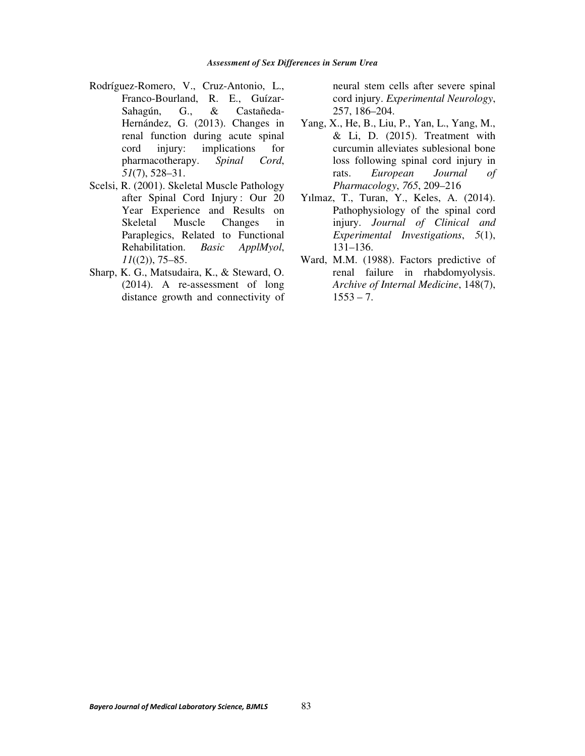Rodríguez-Romero, V., Cruz-Antonio, L., Franco-Bourland, R. E., Guízar-Sahagún, G., & Castañeda-Hernández, G. (2013). Changes in renal function during acute spinal cord injury: implications for pharmacotherapy. *Spinal Cord*, *51*(7), 528–31.

Scelsi, R. (2001). Skeletal Muscle Pathology after Spinal Cord Injury : Our 20 Year Experience and Results on Skeletal Muscle Changes in Paraplegics, Related to Functional Rehabilitation. *Basic ApplMyol*, *11*((2)), 75–85.

Sharp, K. G., Matsudaira, K., & Steward, O. (2014). A re-assessment of long distance growth and connectivity of neural stem cells after severe spinal cord injury. *Experimental Neurology*, 257, 186–204.

Yang, X., He, B., Liu, P., Yan, L., Yang, M., & Li, D. (2015). Treatment with curcumin alleviates sublesional bone loss following spinal cord injury in rats. *European Journal of Pharmacology*, *765*, 209–216

Yılmaz, T., Turan, Y., Keles, A. (2014). Pathophysiology of the spinal cord injury. *Journal of Clinical and Experimental Investigations*, *5*(1), 131–136.

Ward, M.M. (1988). Factors predictive of renal failure in rhabdomyolysis. *Archive of Internal Medicine*, 148(7), 1553 – 7.